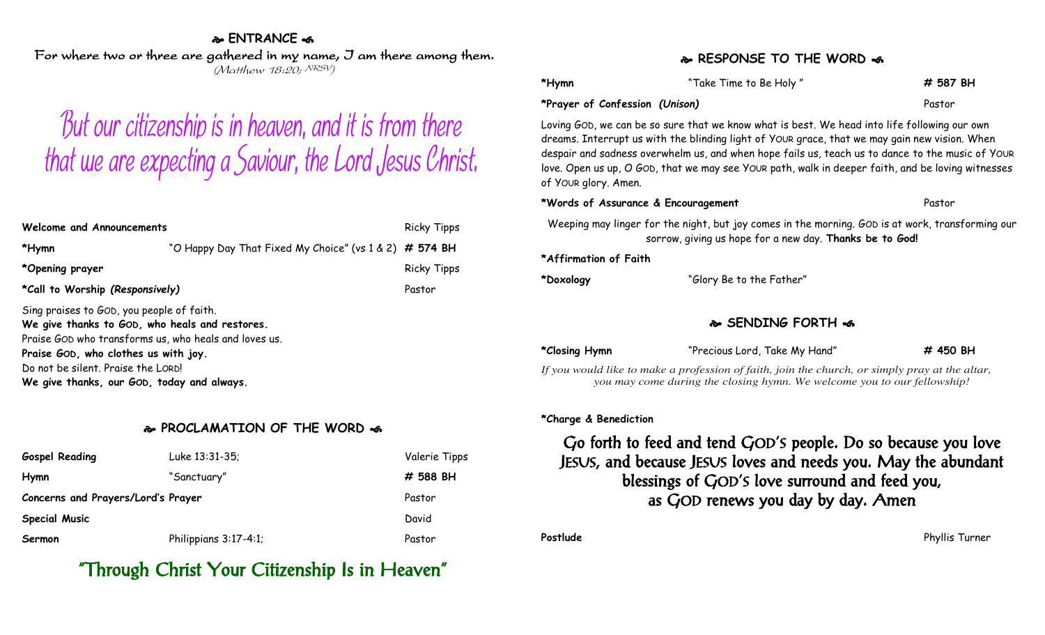## ❧ ENTRANCE ☙

For where two or three are gathered in my name, I am there among them.
*(Matthew 18:20; NRSV)*

# But our citizenship is in heaven, and it is from there that we are expecting a Saviour, the Lord Jesus Christ.

| | | |
|---|---|---|
| **Welcome and Announcements** | | Ricky Tipps |
| ***Hymn** | "O Happy Day That Fixed My Choice" (vs 1 & 2) | **# 574 BH** |
| ***Opening prayer** | | Ricky Tipps |
| ***Call to Worship *(Responsively)*** | | Pastor |

Sing praises to GOD, you people of faith.
**We give thanks to GOD, who heals and restores.**
Praise GOD who transforms us, who heals and loves us.
**Praise GOD, who clothes us with joy.**
Do not be silent. Praise the LORD!
**We give thanks, our GOD, today and always.**

## ❧ PROCLAMATION OF THE WORD ☙

| | | |
|---|---|---|
| **Gospel Reading** | Luke 13:31-35; | Valerie Tipps |
| **Hymn** | "Sanctuary" | **# 588 BH** |
| **Concerns and Prayers/Lord's Prayer** | | Pastor |
| **Special Music** | | David |
| **Sermon** | Philippians 3:17-4:1; | Pastor |

## "Through Christ Your Citizenship Is in Heaven"

## ❧ RESPONSE TO THE WORD ☙

| | | |
|---|---|---|
| ***Hymn** | "Take Time to Be Holy " | **# 587 BH** |
| ***Prayer of Confession *(Unison)*** | | Pastor |

Loving GOD, we can be so sure that we know what is best. We head into life following our own dreams. Interrupt us with the blinding light of YOUR grace, that we may gain new vision. When despair and sadness overwhelm us, and when hope fails us, teach us to dance to the music of YOUR love. Open us up, O GOD, that we may see YOUR path, walk in deeper faith, and be loving witnesses of YOUR glory. Amen.

| | | |
|---|---|---|
| ***Words of Assurance & Encouragement** | | Pastor |

Weeping may linger for the night, but joy comes in the morning. GOD is at work, transforming our sorrow, giving us hope for a new day. **Thanks be to God!**

| | |
|---|---|
| ***Affirmation of Faith** | |
| ***Doxology** | "Glory Be to the Father" |

## ❧ SENDING FORTH ☙

| | | |
|---|---|---|
| ***Closing Hymn** | "Precious Lord, Take My Hand" | **# 450 BH** |

*If you would like to make a profession of faith, join the church, or simply pray at the altar, you may come during the closing hymn. We welcome you to our fellowship!*

***Charge & Benediction**

Go forth to feed and tend GOD'S people. Do so because you love JESUS, and because JESUS loves and needs you. May the abundant blessings of GOD'S love surround and feed you, as GOD renews you day by day. Amen

| | |
|---|---|
| **Postlude** | Phyllis Turner |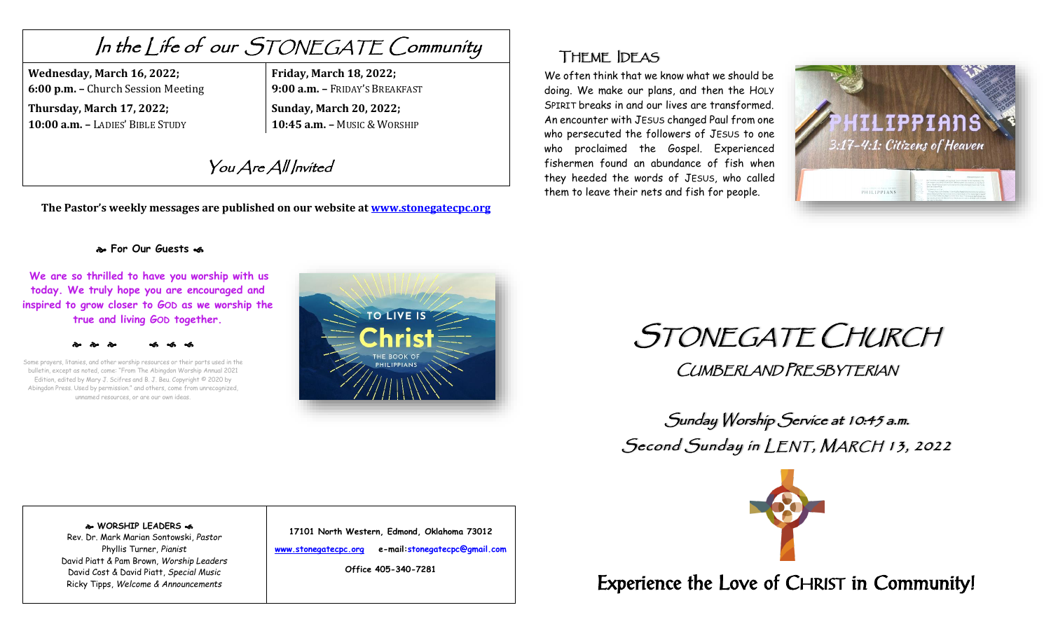# In the Life of our STONEGATE Community

**Wednesday, March 16, 2022;**
**6:00 p.m.** – Church Session Meeting

**Thursday, March 17, 2022;**
**10:00 a.m.** – LADIES' BIBLE STUDY

**Friday, March 18, 2022;**
**9:00 a.m.** – FRIDAY'S BREAKFAST

**Sunday, March 20, 2022;**
**10:45 a.m.** – MUSIC & WORSHIP

*You Are All Invited*

**The Pastor's weekly messages are published on our website at www.stonegatecpc.org**

## For Our Guests

**We are so thrilled to have you worship with us today. We truly hope you are encouraged and inspired to grow closer to GOD as we worship the true and living GOD together.**

Some prayers, litanies, and other worship resources or their parts used in the bulletin, except as noted, come: "From The Abingdon Worship Annual 2021 Edition, edited by Mary J. Scifres and B. J. Beu. Copyright © 2020 by Abingdon Press. Used by permission." and others, come from unrecognized, unnamed resources, or are our own ideas.

TO LIVE IS Christ
THE BOOK OF PHILIPPIANS

**WORSHIP LEADERS**
Rev. Dr. Mark Marian Sontowski, *Pastor*
Phyllis Turner, *Pianist*
David Piatt & Pam Brown, *Worship Leaders*
David Cost & David Piatt, *Special Music*
Ricky Tipps, *Welcome & Announcements*

**17101 North Western, Edmond, Oklahoma 73012**
www.stonegatecpc.org e-mail:stonegatecpc@gmail.com
**Office 405-340-7281**

## THEME IDEAS

We often think that we know what we should be doing. We make our plans, and then the HOLY SPIRIT breaks in and our lives are transformed. An encounter with JESUS changed Paul from one who persecuted the followers of JESUS to one who proclaimed the Gospel. Experienced fishermen found an abundance of fish when they heeded the words of JESUS, who called them to leave their nets and fish for people.

PHILIPPIANS
3:17-4:1: Citizens of Heaven

# STONEGATE CHURCH

## CUMBERLAND PRESBYTERIAN

*Sunday Worship Service at 10:45 a.m.*
*Second Sunday in LENT, MARCH 13, 2022*

**Experience the Love of CHRIST in Community!**